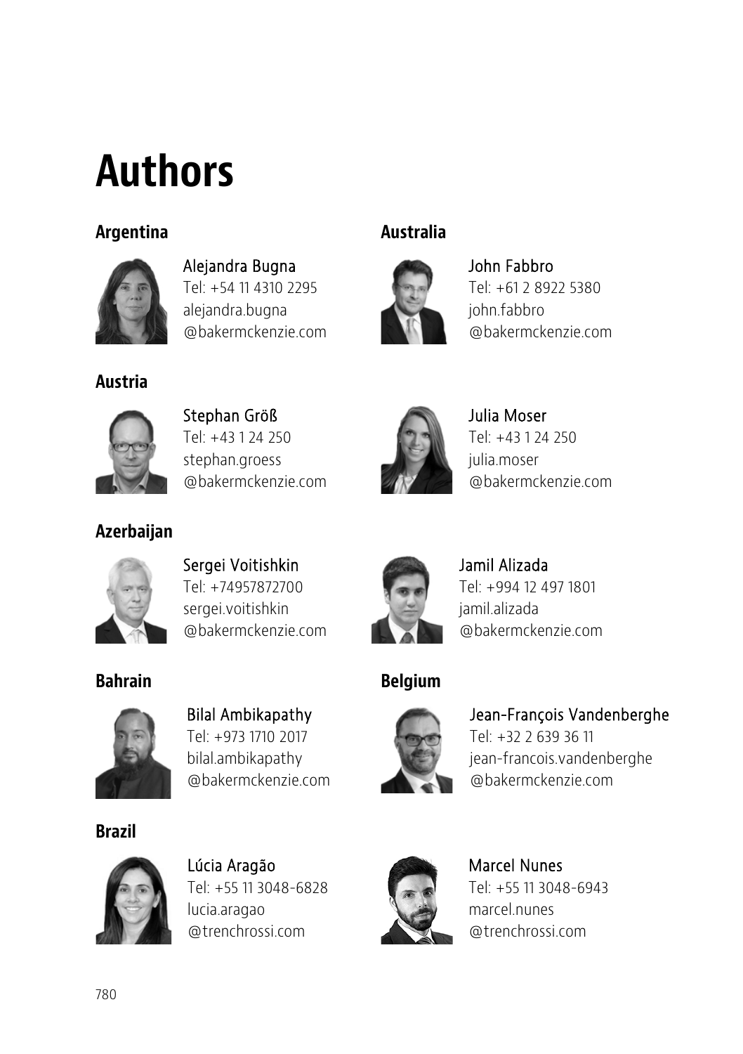# Authors

## Argentina

Alejandra Bugna
Tel: +54 11 4310 2295
alejandra.bugna
@bakermckenzie.com

## Australia

John Fabbro
Tel: +61 2 8922 5380
john.fabbro
@bakermckenzie.com

## Austria

Stephan Größ
Tel: +43 1 24 250
stephan.groess
@bakermckenzie.com

Julia Moser
Tel: +43 1 24 250
julia.moser
@bakermckenzie.com

## Azerbaijan

Sergei Voitishkin
Tel: +74957872700
sergei.voitishkin
@bakermckenzie.com

Jamil Alizada
Tel: +994 12 497 1801
jamil.alizada
@bakermckenzie.com

## Bahrain

Bilal Ambikapathy
Tel: +973 1710 2017
bilal.ambikapathy
@bakermckenzie.com

## Belgium

Jean-François Vandenberghe
Tel: +32 2 639 36 11
jean-francois.vandenberghe
@bakermckenzie.com

## Brazil

Lúcia Aragão
Tel: +55 11 3048-6828
lucia.aragao
@trenchrossi.com

Marcel Nunes
Tel: +55 11 3048-6943
marcel.nunes
@trenchrossi.com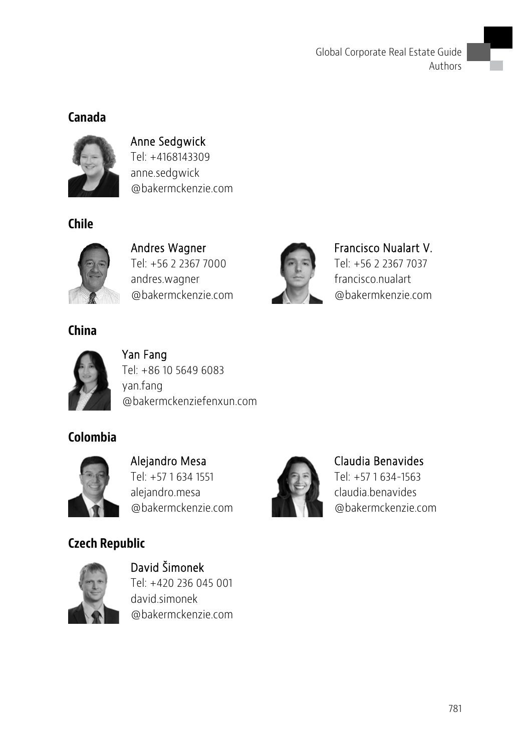## Canada

Anne Sedgwick
Tel: +4168143309
anne.sedgwick
@bakermckenzie.com

## Chile

Andres Wagner
Tel: +56 2 2367 7000
andres.wagner
@bakermckenzie.com

Francisco Nualart V.
Tel: +56 2 2367 7037
francisco.nualart
@bakermkenzie.com

## China

Yan Fang
Tel: +86 10 5649 6083
yan.fang
@bakermckenziefenxun.com

## Colombia

Alejandro Mesa
Tel: +57 1 634 1551
alejandro.mesa
@bakermckenzie.com

Claudia Benavides
Tel: +57 1 634-1563
claudia.benavides
@bakermckenzie.com

## Czech Republic

David Šimonek
Tel: +420 236 045 001
david.simonek
@bakermckenzie.com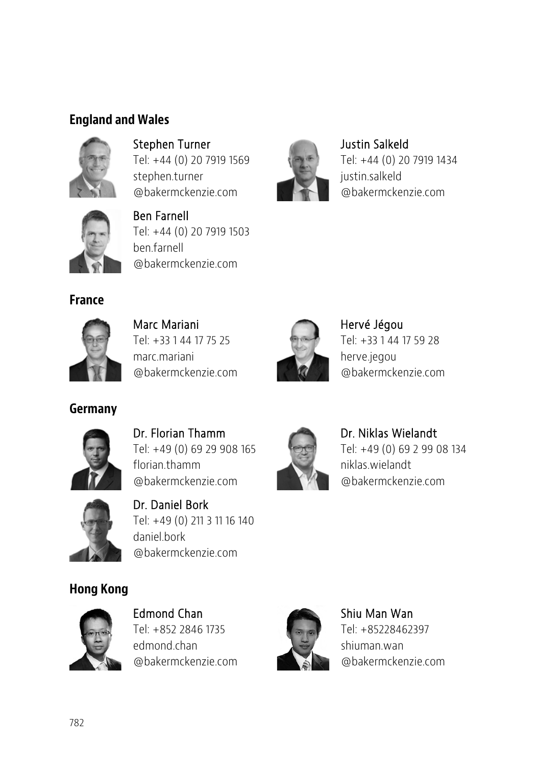## England and Wales

Stephen Turner
Tel: +44 (0) 20 7919 1569
stephen.turner
@bakermckenzie.com

Justin Salkeld
Tel: +44 (0) 20 7919 1434
justin.salkeld
@bakermckenzie.com

Ben Farnell
Tel: +44 (0) 20 7919 1503
ben.farnell
@bakermckenzie.com

## France

Marc Mariani
Tel: +33 1 44 17 75 25
marc.mariani
@bakermckenzie.com

Hervé Jégou
Tel: +33 1 44 17 59 28
herve.jegou
@bakermckenzie.com

## Germany

Dr. Florian Thamm
Tel: +49 (0) 69 29 908 165
florian.thamm
@bakermckenzie.com

Dr. Niklas Wielandt
Tel: +49 (0) 69 2 99 08 134
niklas.wielandt
@bakermckenzie.com

Dr. Daniel Bork
Tel: +49 (0) 211 3 11 16 140
daniel.bork
@bakermckenzie.com

## Hong Kong

Edmond Chan
Tel: +852 2846 1735
edmond.chan
@bakermckenzie.com

Shiu Man Wan
Tel: +85228462397
shiuman.wan
@bakermckenzie.com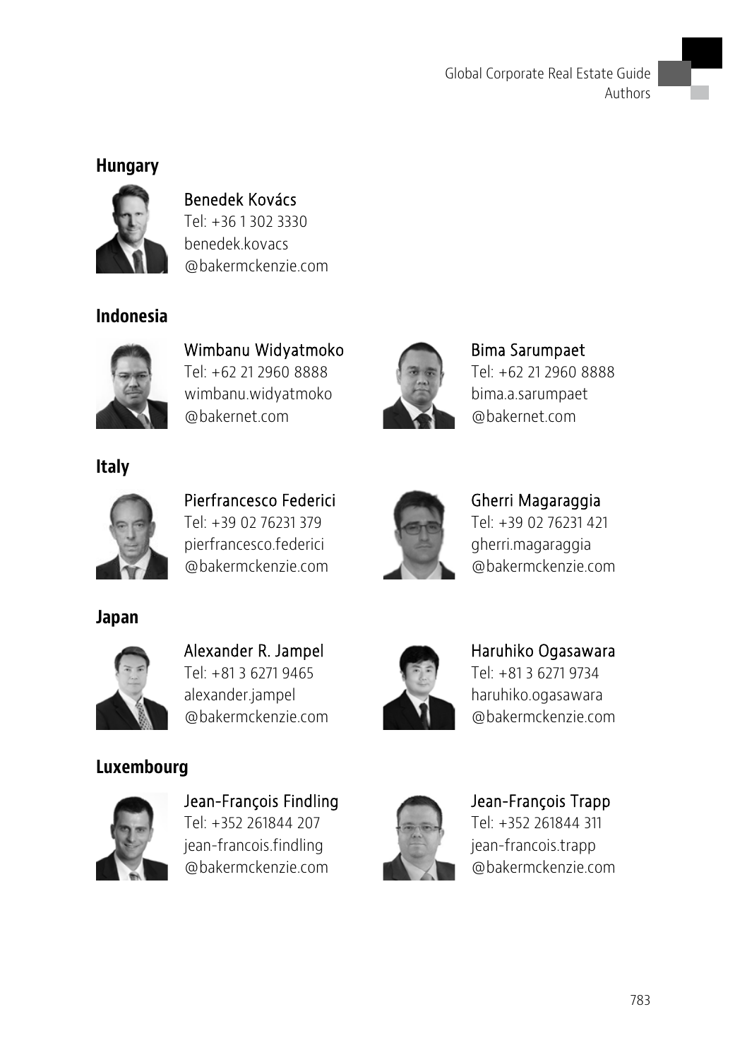## Hungary

**Benedek Kovács**
Tel: +36 1 302 3330
benedek.kovacs
@bakermckenzie.com

## Indonesia

**Wimbanu Widyatmoko**
Tel: +62 21 2960 8888
wimbanu.widyatmoko
@bakernet.com

**Bima Sarumpaet**
Tel: +62 21 2960 8888
bima.a.sarumpaet
@bakernet.com

## Italy

**Pierfrancesco Federici**
Tel: +39 02 76231 379
pierfrancesco.federici
@bakermckenzie.com

**Gherri Magaraggia**
Tel: +39 02 76231 421
gherri.magaraggia
@bakermckenzie.com

## Japan

**Alexander R. Jampel**
Tel: +81 3 6271 9465
alexander.jampel
@bakermckenzie.com

**Haruhiko Ogasawara**
Tel: +81 3 6271 9734
haruhiko.ogasawara
@bakermckenzie.com

## Luxembourg

**Jean-François Findling**
Tel: +352 261844 207
jean-francois.findling
@bakermckenzie.com

**Jean-François Trapp**
Tel: +352 261844 311
jean-francois.trapp
@bakermckenzie.com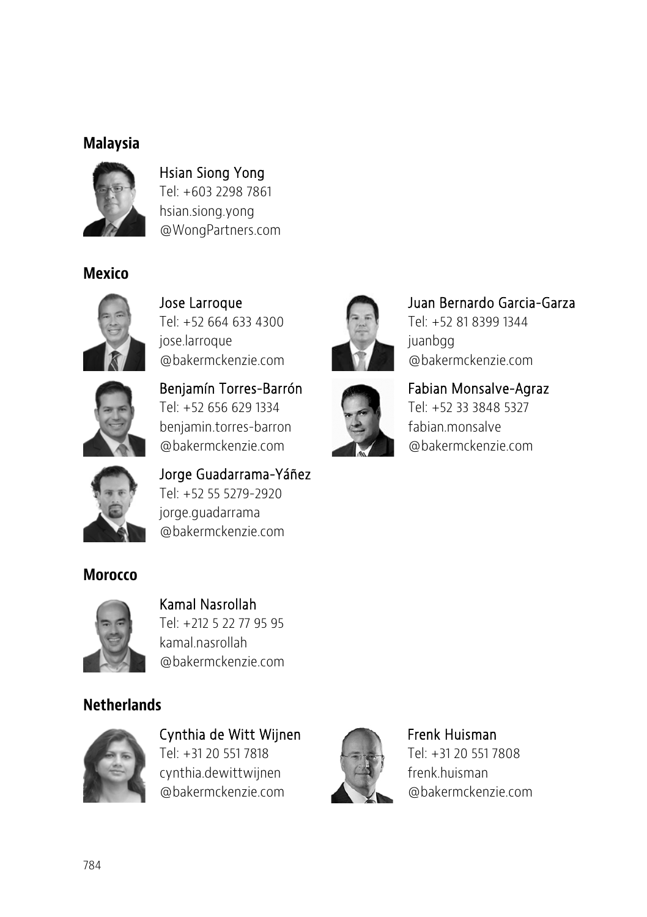## Malaysia

**Hsian Siong Yong**
Tel: +603 2298 7861
hsian.siong.yong
@WongPartners.com

## Mexico

**Jose Larroque**
Tel: +52 664 633 4300
jose.larroque
@bakermckenzie.com

**Benjamín Torres-Barrón**
Tel: +52 656 629 1334
benjamin.torres-barron
@bakermckenzie.com

**Jorge Guadarrama-Yáñez**
Tel: +52 55 5279-2920
jorge.guadarrama
@bakermckenzie.com

**Juan Bernardo Garcia-Garza**
Tel: +52 81 8399 1344
juanbgg
@bakermckenzie.com

**Fabian Monsalve-Agraz**
Tel: +52 33 3848 5327
fabian.monsalve
@bakermckenzie.com

## Morocco

**Kamal Nasrollah**
Tel: +212 5 22 77 95 95
kamal.nasrollah
@bakermckenzie.com

## Netherlands

**Cynthia de Witt Wijnen**
Tel: +31 20 551 7818
cynthia.dewittwijnen
@bakermckenzie.com

**Frenk Huisman**
Tel: +31 20 551 7808
frenk.huisman
@bakermckenzie.com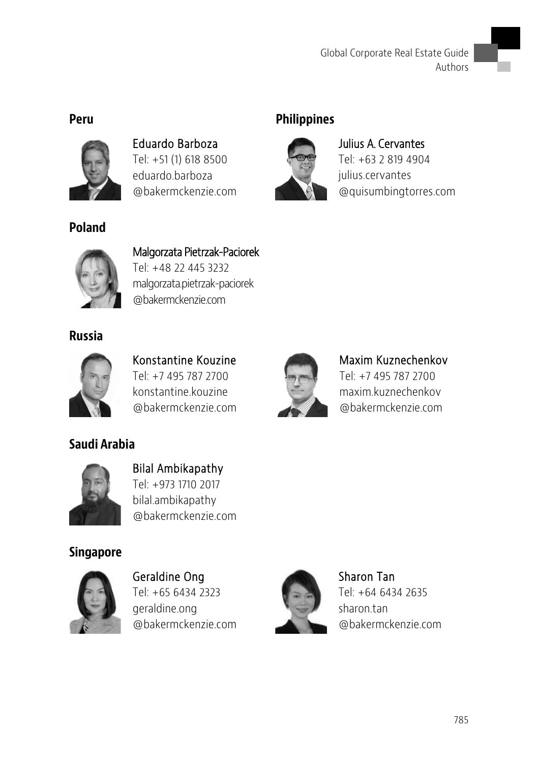## Peru

Eduardo Barboza
Tel: +51 (1) 618 8500
eduardo.barboza
@bakermckenzie.com

## Philippines

Julius A. Cervantes
Tel: +63 2 819 4904
julius.cervantes
@quisumbingtorres.com

## Poland

Malgorzata Pietrzak-Paciorek
Tel: +48 22 445 3232
malgorzata.pietrzak-paciorek
@bakermckenzie.com

## Russia

Konstantine Kouzine
Tel: +7 495 787 2700
konstantine.kouzine
@bakermckenzie.com

Maxim Kuznechenkov
Tel: +7 495 787 2700
maxim.kuznechenkov
@bakermckenzie.com

## Saudi Arabia

Bilal Ambikapathy
Tel: +973 1710 2017
bilal.ambikapathy
@bakermckenzie.com

## Singapore

Geraldine Ong
Tel: +65 6434 2323
geraldine.ong
@bakermckenzie.com

Sharon Tan
Tel: +64 6434 2635
sharon.tan
@bakermckenzie.com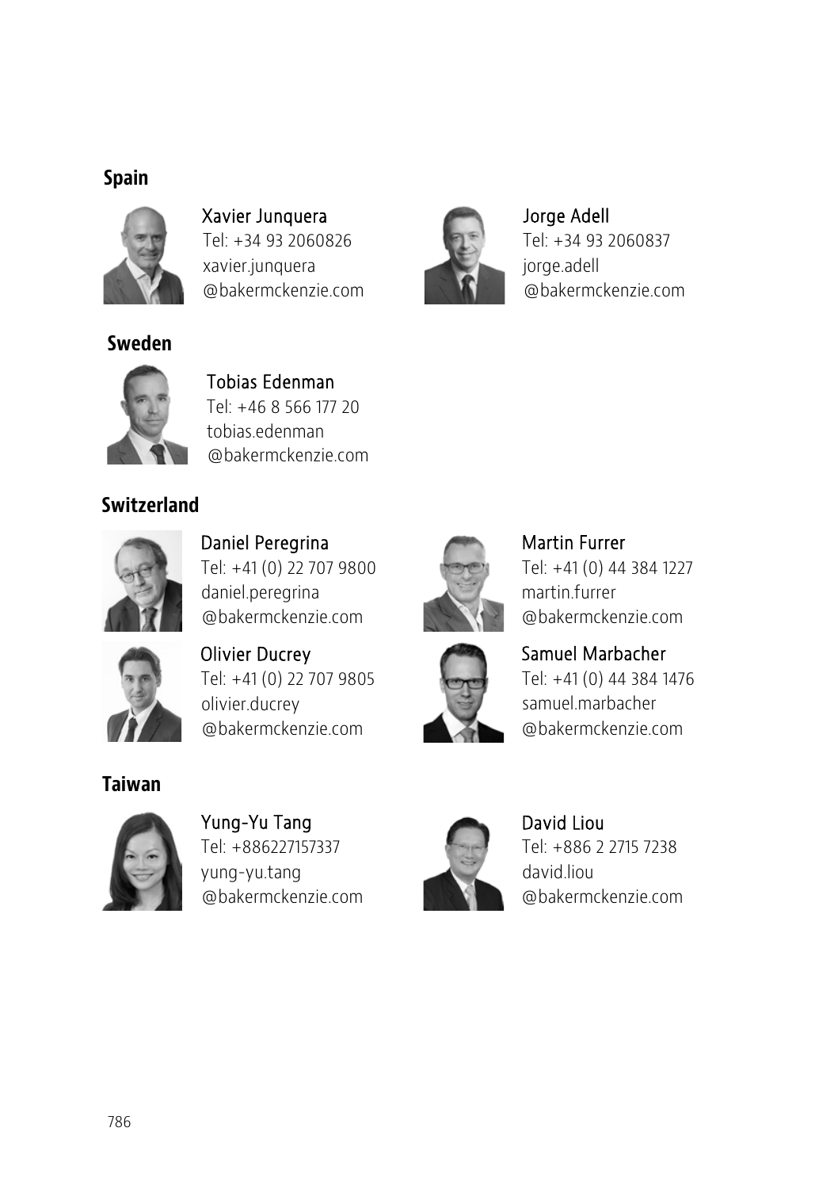## Spain

**Xavier Junquera**
Tel: +34 93 2060826
xavier.junquera
@bakermckenzie.com

**Jorge Adell**
Tel: +34 93 2060837
jorge.adell
@bakermckenzie.com

## Sweden

**Tobias Edenman**
Tel: +46 8 566 177 20
tobias.edenman
@bakermckenzie.com

## Switzerland

**Daniel Peregrina**
Tel: +41 (0) 22 707 9800
daniel.peregrina
@bakermckenzie.com

**Martin Furrer**
Tel: +41 (0) 44 384 1227
martin.furrer
@bakermckenzie.com

**Olivier Ducrey**
Tel: +41 (0) 22 707 9805
olivier.ducrey
@bakermckenzie.com

**Samuel Marbacher**
Tel: +41 (0) 44 384 1476
samuel.marbacher
@bakermckenzie.com

## Taiwan

**Yung-Yu Tang**
Tel: +886227157337
yung-yu.tang
@bakermckenzie.com

**David Liou**
Tel: +886 2 2715 7238
david.liou
@bakermckenzie.com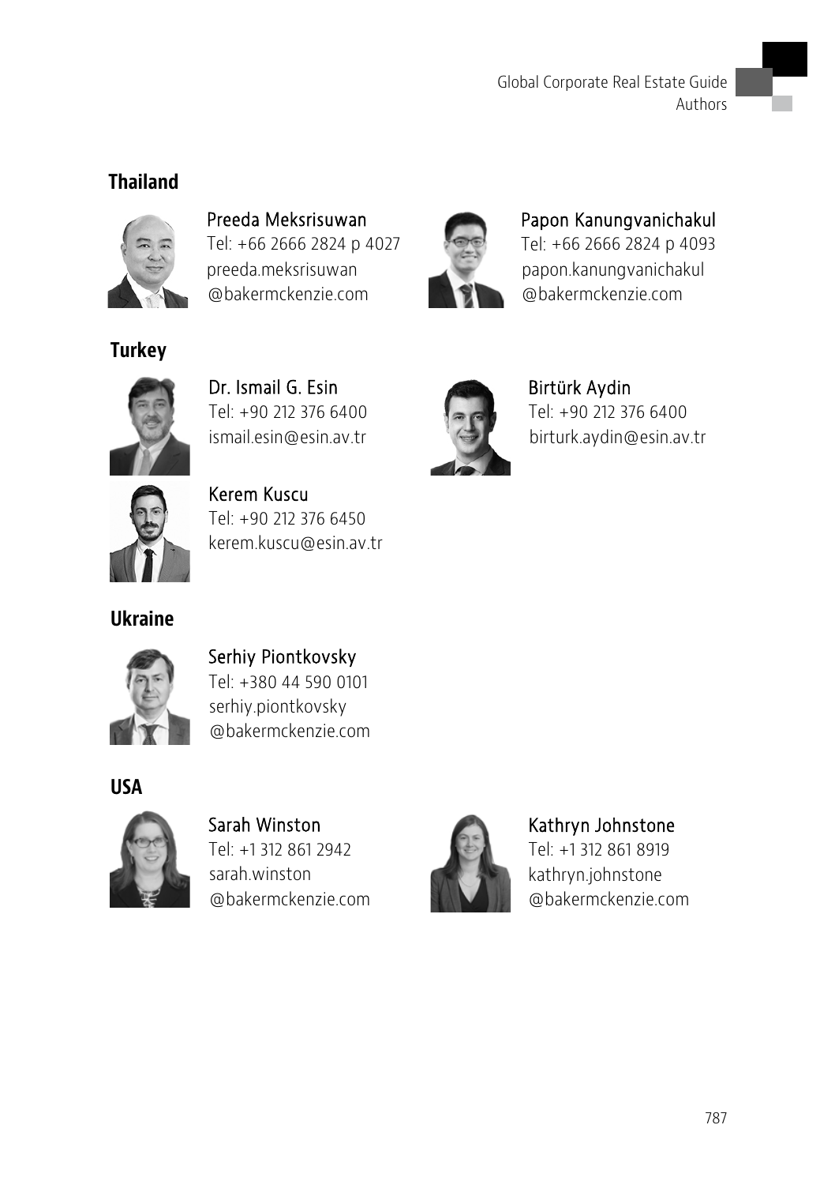## Thailand

Preeda Meksrisuwan
Tel: +66 2666 2824 p 4027
preeda.meksrisuwan
@bakermckenzie.com

Papon Kanungvanichakul
Tel: +66 2666 2824 p 4093
papon.kanungvanichakul
@bakermckenzie.com

## Turkey

Dr. Ismail G. Esin
Tel: +90 212 376 6400
ismail.esin@esin.av.tr

Birtürk Aydin
Tel: +90 212 376 6400
birturk.aydin@esin.av.tr

Kerem Kuscu
Tel: +90 212 376 6450
kerem.kuscu@esin.av.tr

## Ukraine

Serhiy Piontkovsky
Tel: +380 44 590 0101
serhiy.piontkovsky
@bakermckenzie.com

## USA

Sarah Winston
Tel: +1 312 861 2942
sarah.winston
@bakermckenzie.com

Kathryn Johnstone
Tel: +1 312 861 8919
kathryn.johnstone
@bakermckenzie.com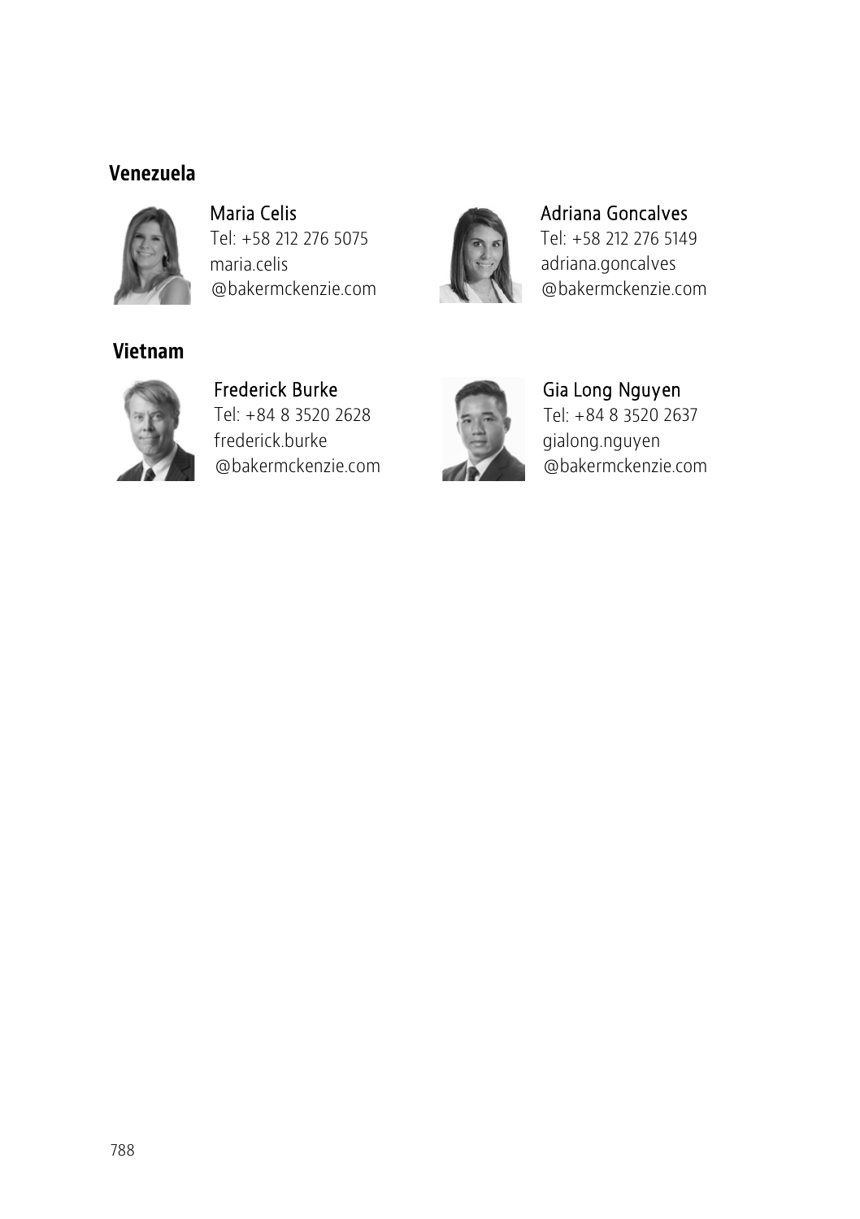## Venezuela

Maria Celis
Tel: +58 212 276 5075
maria.celis
@bakermckenzie.com

Adriana Goncalves
Tel: +58 212 276 5149
adriana.goncalves
@bakermckenzie.com

## Vietnam

Frederick Burke
Tel: +84 8 3520 2628
frederick.burke
@bakermckenzie.com

Gia Long Nguyen
Tel: +84 8 3520 2637
gialong.nguyen
@bakermckenzie.com